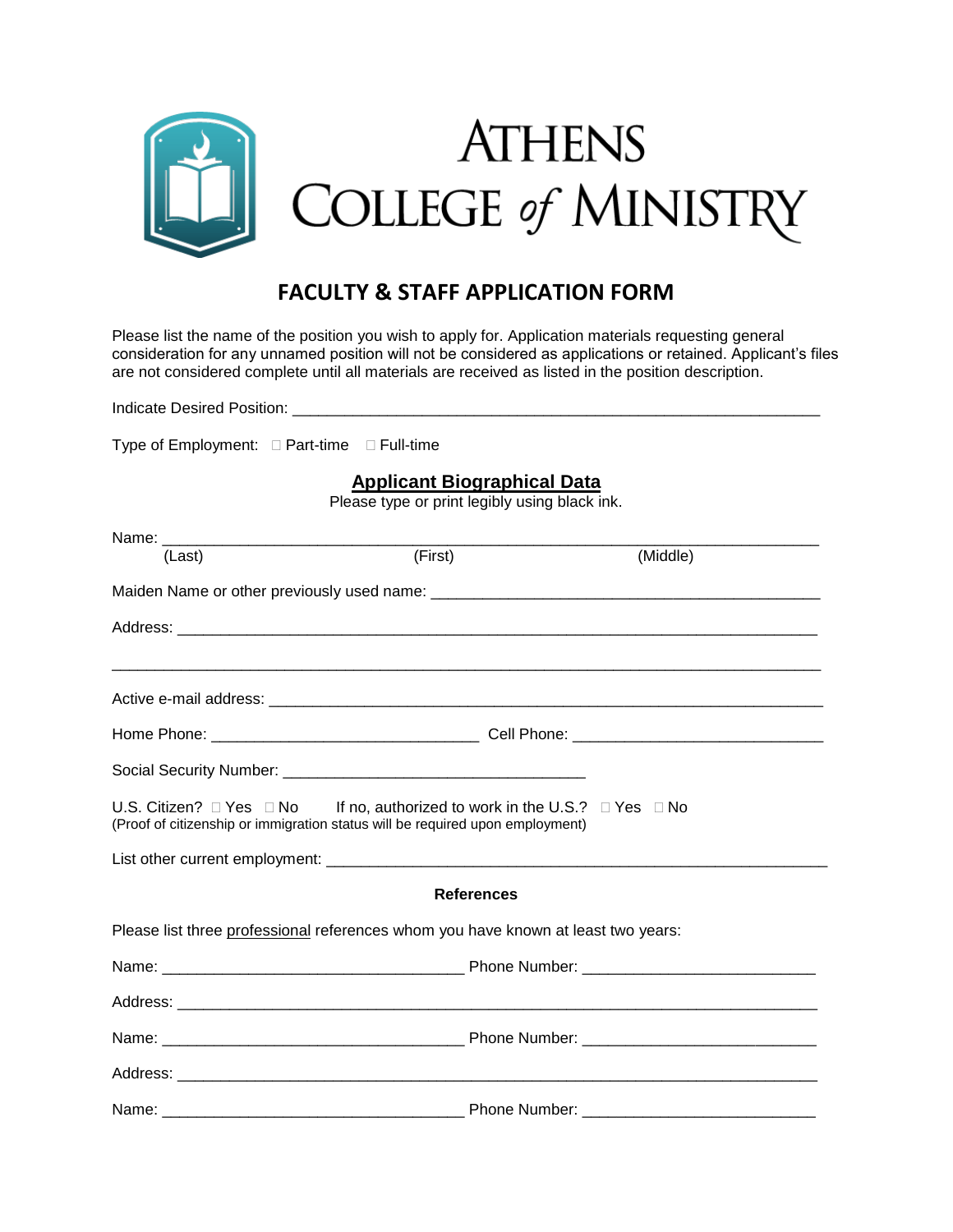# ATHENS COLLEGE of MINISTRY

## FACULTY & STAFF APPLICATION FORM

Please list the name of the position you wish to apply for. Application materials requesting general consideration for any unnamed position will not be considered as applications or retained. Applicant's files are not considered complete until all materials are received as listed in the position description.

Indicate Desired Position: ____________________________________________________________

Type of Employment: ☐ Part-time ☐ Full-time

### Applicant Biographical Data

Please type or print legibly using black ink.

Name: ____________________________________________________________________________
(Last) (First) (Middle)

Maiden Name or other previously used name: ____________________________________________

Address: __________________________________________________________________________

__________________________________________________________________________________

Active e-mail address: _______________________________________________________________

Home Phone: ______________________________ Cell Phone: ____________________________

Social Security Number: __________________________________

U.S. Citizen? ☐ Yes ☐ No If no, authorized to work in the U.S.? ☐ Yes ☐ No
(Proof of citizenship or immigration status will be required upon employment)

List other current employment: _________________________________________________________

**References**

Please list three professional references whom you have known at least two years:

Name: __________________________________ Phone Number: _________________________

Address: __________________________________________________________________________

Name: __________________________________ Phone Number: _________________________

Address: __________________________________________________________________________

Name: __________________________________ Phone Number: _________________________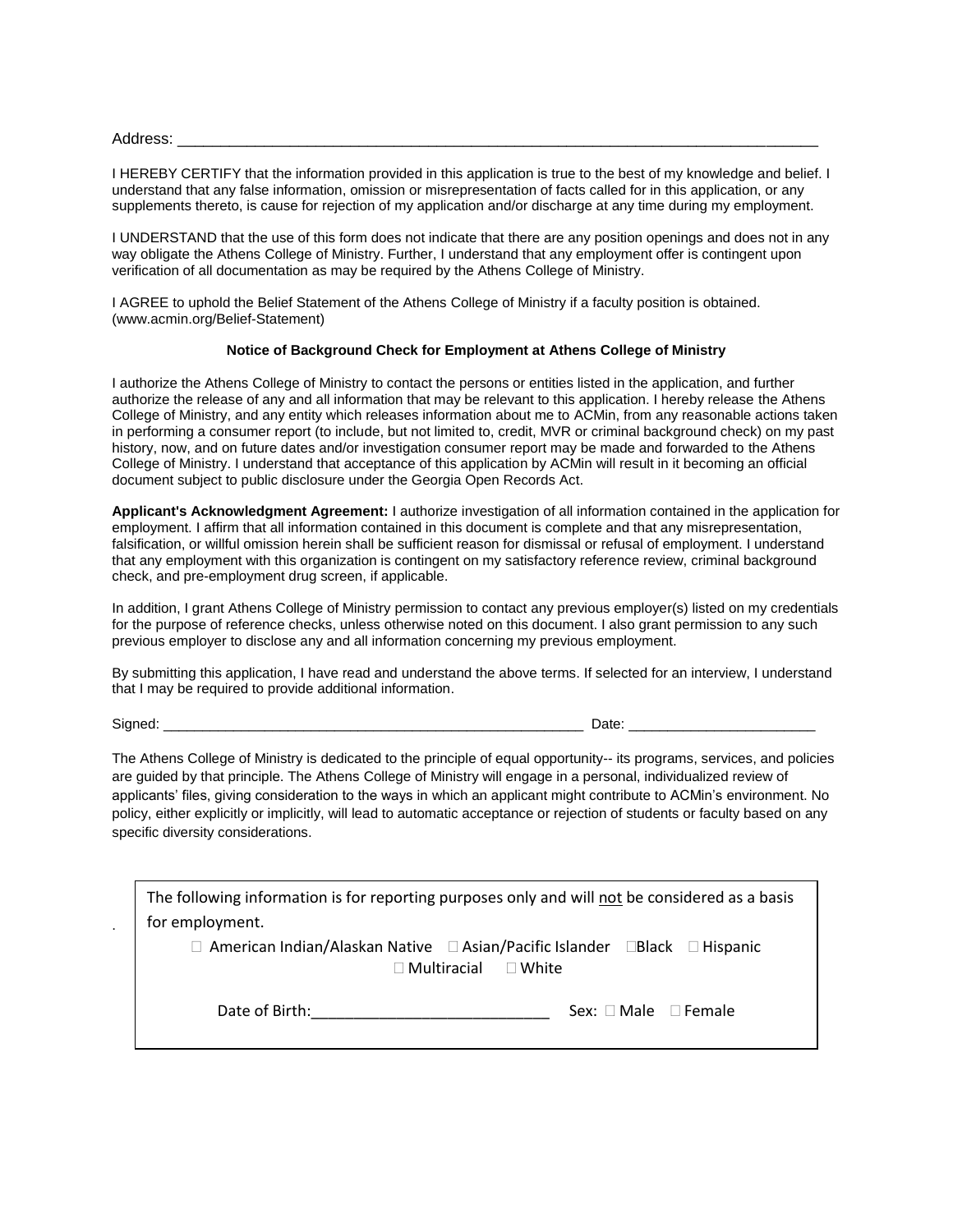Address: ___________________________________________________________________________

I HEREBY CERTIFY that the information provided in this application is true to the best of my knowledge and belief. I understand that any false information, omission or misrepresentation of facts called for in this application, or any supplements thereto, is cause for rejection of my application and/or discharge at any time during my employment.

I UNDERSTAND that the use of this form does not indicate that there are any position openings and does not in any way obligate the Athens College of Ministry. Further, I understand that any employment offer is contingent upon verification of all documentation as may be required by the Athens College of Ministry.

I AGREE to uphold the Belief Statement of the Athens College of Ministry if a faculty position is obtained. (www.acmin.org/Belief-Statement)

**Notice of Background Check for Employment at Athens College of Ministry**

I authorize the Athens College of Ministry to contact the persons or entities listed in the application, and further authorize the release of any and all information that may be relevant to this application. I hereby release the Athens College of Ministry, and any entity which releases information about me to ACMin, from any reasonable actions taken in performing a consumer report (to include, but not limited to, credit, MVR or criminal background check) on my past history, now, and on future dates and/or investigation consumer report may be made and forwarded to the Athens College of Ministry. I understand that acceptance of this application by ACMin will result in it becoming an official document subject to public disclosure under the Georgia Open Records Act.

**Applicant's Acknowledgment Agreement:** I authorize investigation of all information contained in the application for employment. I affirm that all information contained in this document is complete and that any misrepresentation, falsification, or willful omission herein shall be sufficient reason for dismissal or refusal of employment. I understand that any employment with this organization is contingent on my satisfactory reference review, criminal background check, and pre-employment drug screen, if applicable.

In addition, I grant Athens College of Ministry permission to contact any previous employer(s) listed on my credentials for the purpose of reference checks, unless otherwise noted on this document. I also grant permission to any such previous employer to disclose any and all information concerning my previous employment.

By submitting this application, I have read and understand the above terms. If selected for an interview, I understand that I may be required to provide additional information.

Signed: _______________________________________________________ Date: ________________________

The Athens College of Ministry is dedicated to the principle of equal opportunity-- its programs, services, and policies are guided by that principle. The Athens College of Ministry will engage in a personal, individualized review of applicants' files, giving consideration to the ways in which an applicant might contribute to ACMin's environment. No policy, either explicitly or implicitly, will lead to automatic acceptance or rejection of students or faculty based on any specific diversity considerations.

The following information is for reporting purposes only and will <u>not</u> be considered as a basis for employment.

☐ American Indian/Alaskan Native ☐ Asian/Pacific Islander ☐ Black ☐ Hispanic ☐ Multiracial ☐ White

Date of Birth:____________________________ Sex: ☐ Male ☐ Female